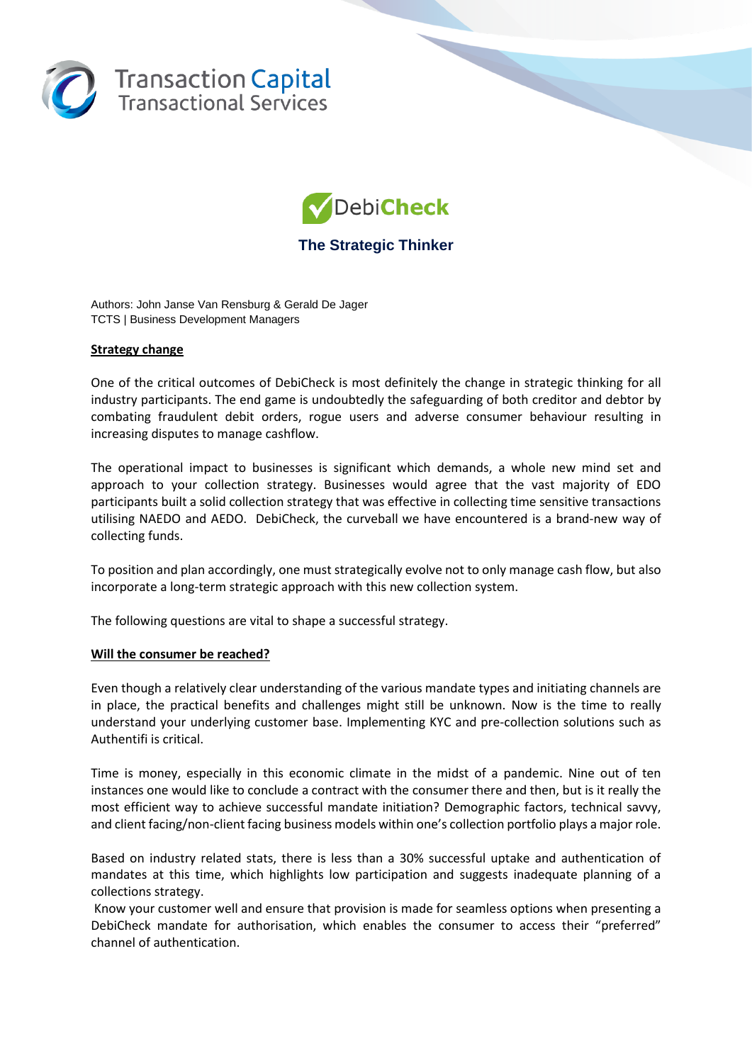Transaction Capital
Transactional Services

DebiCheck

# The Strategic Thinker

Authors: John Janse Van Rensburg & Gerald De Jager
TCTS | Business Development Managers

## Strategy change

One of the critical outcomes of DebiCheck is most definitely the change in strategic thinking for all industry participants. The end game is undoubtedly the safeguarding of both creditor and debtor by combating fraudulent debit orders, rogue users and adverse consumer behaviour resulting in increasing disputes to manage cashflow.

The operational impact to businesses is significant which demands, a whole new mind set and approach to your collection strategy. Businesses would agree that the vast majority of EDO participants built a solid collection strategy that was effective in collecting time sensitive transactions utilising NAEDO and AEDO. DebiCheck, the curveball we have encountered is a brand-new way of collecting funds.

To position and plan accordingly, one must strategically evolve not to only manage cash flow, but also incorporate a long-term strategic approach with this new collection system.

The following questions are vital to shape a successful strategy.

## Will the consumer be reached?

Even though a relatively clear understanding of the various mandate types and initiating channels are in place, the practical benefits and challenges might still be unknown. Now is the time to really understand your underlying customer base. Implementing KYC and pre-collection solutions such as Authentifi is critical.

Time is money, especially in this economic climate in the midst of a pandemic. Nine out of ten instances one would like to conclude a contract with the consumer there and then, but is it really the most efficient way to achieve successful mandate initiation? Demographic factors, technical savvy, and client facing/non-client facing business models within one's collection portfolio plays a major role.

Based on industry related stats, there is less than a 30% successful uptake and authentication of mandates at this time, which highlights low participation and suggests inadequate planning of a collections strategy.

Know your customer well and ensure that provision is made for seamless options when presenting a DebiCheck mandate for authorisation, which enables the consumer to access their "preferred" channel of authentication.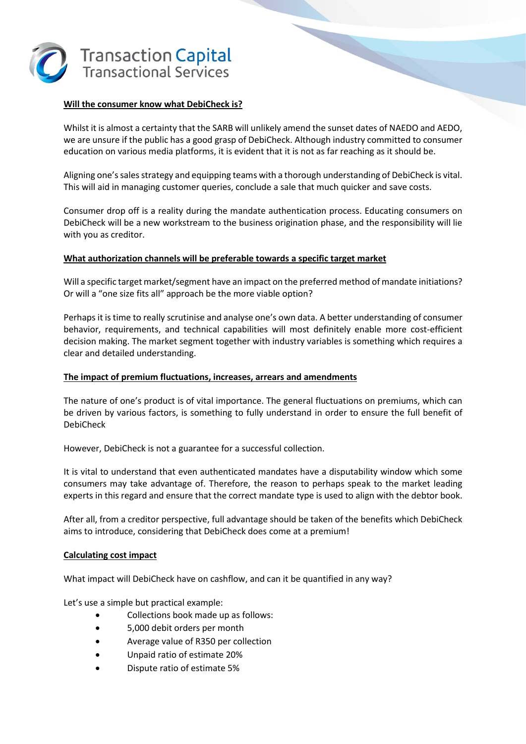## Will the consumer know what DebiCheck is?

Whilst it is almost a certainty that the SARB will unlikely amend the sunset dates of NAEDO and AEDO, we are unsure if the public has a good grasp of DebiCheck. Although industry committed to consumer education on various media platforms, it is evident that it is not as far reaching as it should be.

Aligning one's sales strategy and equipping teams with a thorough understanding of DebiCheck is vital. This will aid in managing customer queries, conclude a sale that much quicker and save costs.

Consumer drop off is a reality during the mandate authentication process. Educating consumers on DebiCheck will be a new workstream to the business origination phase, and the responsibility will lie with you as creditor.

## What authorization channels will be preferable towards a specific target market

Will a specific target market/segment have an impact on the preferred method of mandate initiations? Or will a "one size fits all" approach be the more viable option?

Perhaps it is time to really scrutinise and analyse one's own data. A better understanding of consumer behavior, requirements, and technical capabilities will most definitely enable more cost-efficient decision making. The market segment together with industry variables is something which requires a clear and detailed understanding.

## The impact of premium fluctuations, increases, arrears and amendments

The nature of one's product is of vital importance. The general fluctuations on premiums, which can be driven by various factors, is something to fully understand in order to ensure the full benefit of DebiCheck

However, DebiCheck is not a guarantee for a successful collection.

It is vital to understand that even authenticated mandates have a disputability window which some consumers may take advantage of. Therefore, the reason to perhaps speak to the market leading experts in this regard and ensure that the correct mandate type is used to align with the debtor book.

After all, from a creditor perspective, full advantage should be taken of the benefits which DebiCheck aims to introduce, considering that DebiCheck does come at a premium!

## Calculating cost impact

What impact will DebiCheck have on cashflow, and can it be quantified in any way?

Let's use a simple but practical example:

- Collections book made up as follows:
- 5,000 debit orders per month
- Average value of R350 per collection
- Unpaid ratio of estimate 20%
- Dispute ratio of estimate 5%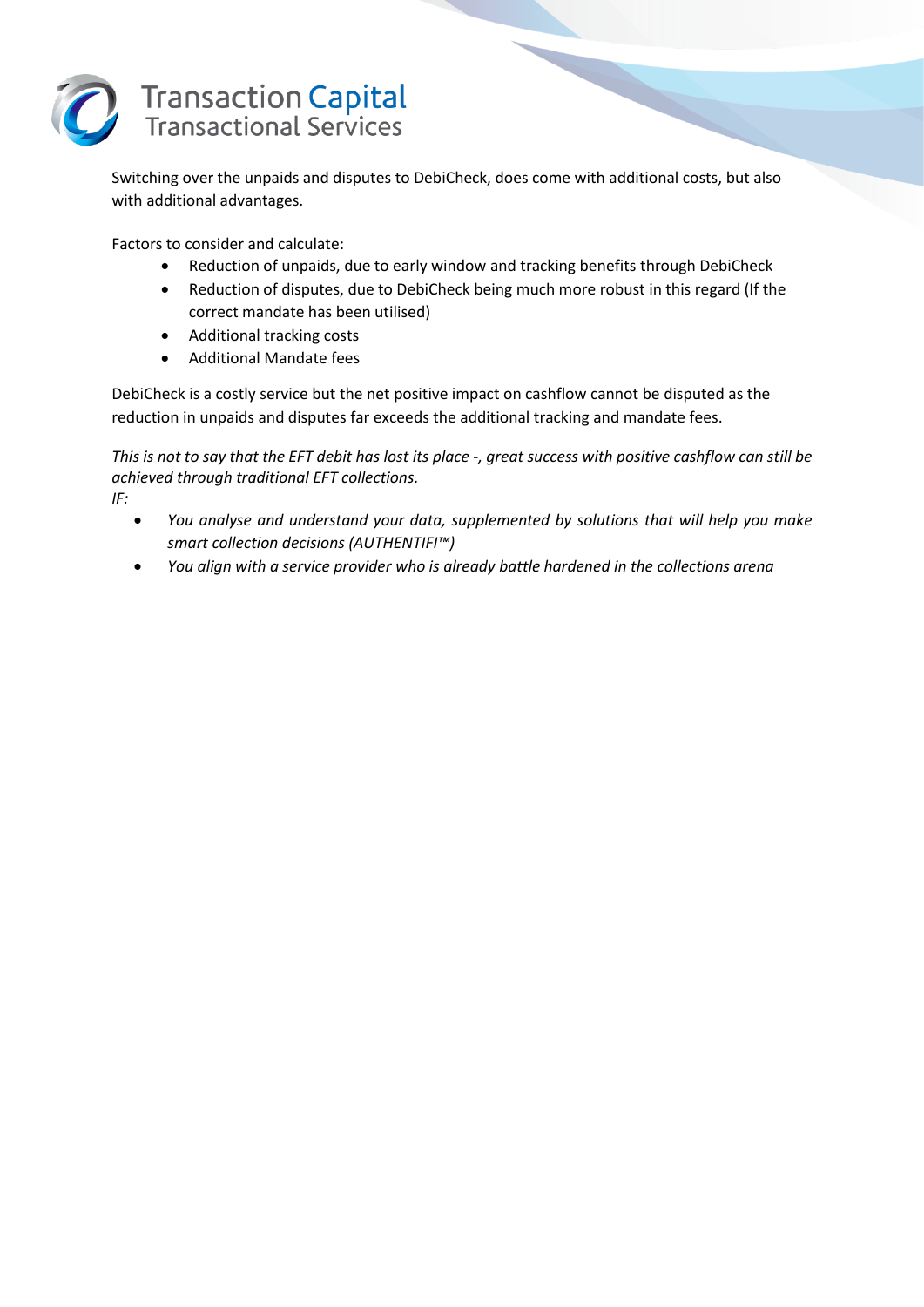Switching over the unpaids and disputes to DebiCheck, does come with additional costs, but also with additional advantages.

Factors to consider and calculate:

- Reduction of unpaids, due to early window and tracking benefits through DebiCheck
- Reduction of disputes, due to DebiCheck being much more robust in this regard (If the correct mandate has been utilised)
- Additional tracking costs
- Additional Mandate fees

DebiCheck is a costly service but the net positive impact on cashflow cannot be disputed as the reduction in unpaids and disputes far exceeds the additional tracking and mandate fees.

*This is not to say that the EFT debit has lost its place -, great success with positive cashflow can still be achieved through traditional EFT collections.*
*IF:*

- *You analyse and understand your data, supplemented by solutions that will help you make smart collection decisions (AUTHENTIFI™)*
- *You align with a service provider who is already battle hardened in the collections arena*